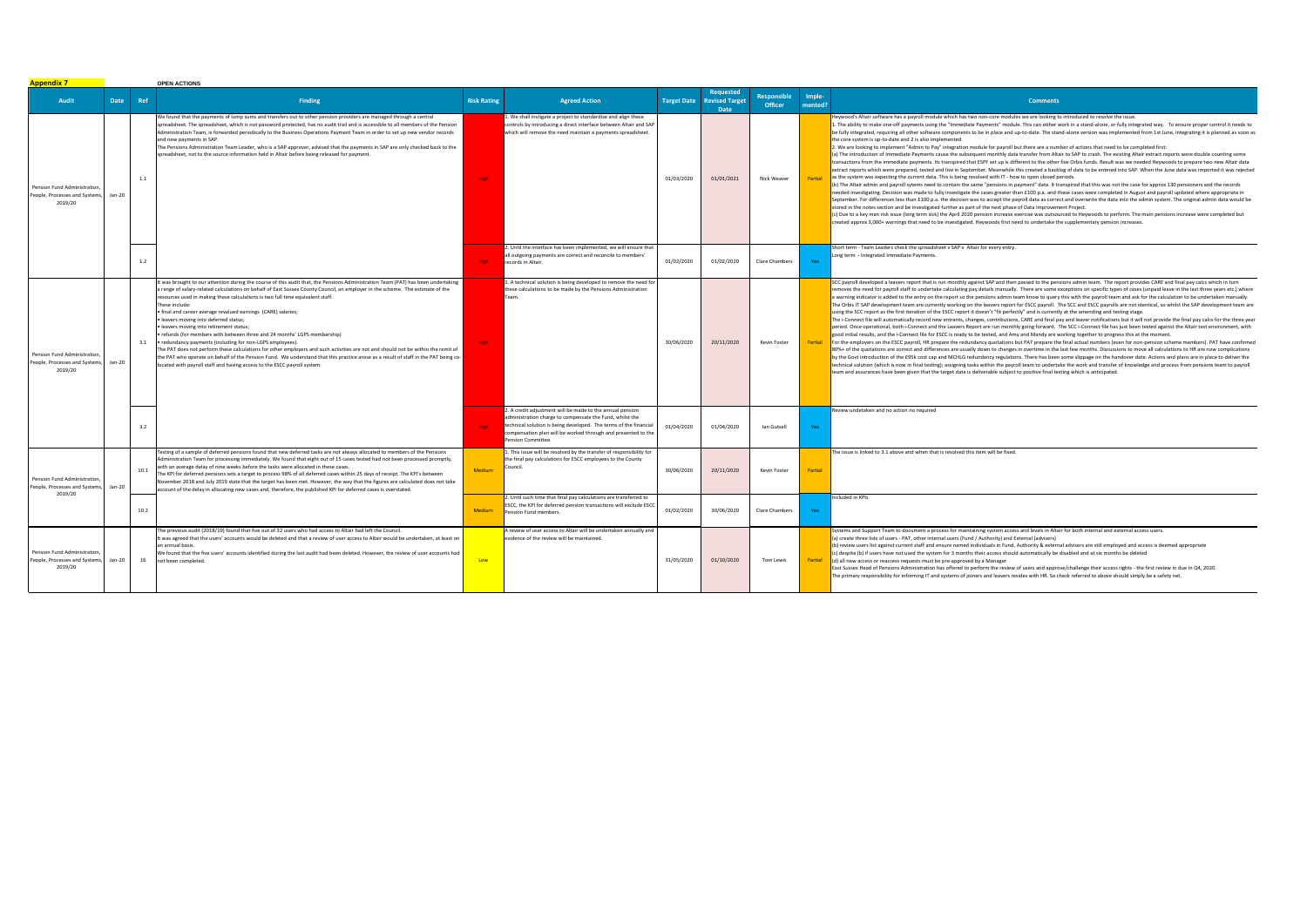**Appendix 7**

**OPEN ACTIONS**

| Audit | Date | Ref | Finding | Risk Rating | Agreed Action | Target Date | Requested Revised Target Date | Responsible Officer | Implemented? | Comments |
|---|---|---|---|---|---|---|---|---|---|---|
| Pension Fund Administration, People, Processes and Systems, 2019/20 | Jan-20 | 1.1 | We found that the payments of lump sums and transfers out to other pension providers are managed through a central spreadsheet. The spreadsheet, which is not password protected, has no audit trail and is accessible to all members of the Pension Administration Team, is forwarded periodically to the Business Operations Payment Team in order to set up new vendor records and new payments in SAP. The Pensions Administration Team Leader, who is a SAP approver, advised that the payments in SAP are only checked back to the spreadsheet, not to the source information held in Altair before being released for payment. | High | 1. We shall instigate a project to standardise and align these controls by introducing a direct interface between Altair and SAP which will remove the need maintain a payments spreadsheet. | 01/03/2020 | 01/01/2021 | Nick Weaver | Partial | Heywood's Altair software has a payroll module which has two non-core modules we are looking to introduced to resolve the issue. 1. The ability to make one-off payments using the "Immediate Payments" module. This can either work in a stand-alone, or fully integrated way. To ensure proper control it needs to be fully integrated, requiring all other software components to be in place and up-to-date. The stand-alone version was implemented from 1st June, integrating it is planned as soon as the core system is up-to-date and 2 is also implemented. 2. We are looking to implement "Admin to Pay" integration module for payroll but there are a number of actions that need to be completed first: (a) The introduction of Immediate Payments cause the subsequent monthly data transfer from Altair to SAP to crash. The existing Altair extract reports were double counting some transactions from the immediate payments. Its transpired that ESPF set up is different to the other five Orbis funds. Result was we needed Heywoods to prepare two new Altair data extract reports which were prepared, tested and live in September. Meanwhile this created a backlog of data to be entered into SAP. When the June data was imported it was rejected as the system was expecting the current data. This is being resolved with IT - how to open closed periods. (b) The Altair admin and payroll sytems need to contain the same "pensions in payment" data. It transpired that this was not the case for approx 130 pensioners and the records needed investigating. Decision was made to fully investigate the cases greater than £100 p.a. and these cases were completed in August and payroll updated where appropriate in September. For differences less than £100 p.a. the decision was to accept the payroll data as correct and overwrite the data into the admin system. The original admin data would be stored in the notes section and be investigated further as part of the next phase of Data Improvement Project. (c) Due to a key man risk issue (long term sick) the April 2020 pension increase exercise was outsourced to Heywoods to perform. The main pensions increase were completed but created approx 3,000+ warnings that need to be investigated. Heywoods first need to undertake the supplementary pension increases. |
| | | 1.2 | | High | 2. Until the interface has been implemented, we will ensure that all outgoing payments are correct and reconcile to members' records in Altair. | 01/02/2020 | 01/02/2020 | Clare Chambers | Yes | Short term - Team Leaders check the spreadsheet v SAP v Altair for every entry. Long term - Integrated Immediate Payments. |
| Pension Fund Administration, People, Processes and Systems, 2019/20 | Jan-20 | 3.1 | It was brought to our attention during the course of this audit that, the Pensions Administration Team (PAT) has been undertaking a range of salary-related calculations on behalf of East Sussex County Council, an employer in the scheme. The estimate of the resources used in making these calculations is two full time equivalent staff. These include: • final and career average revalued earnings (CARE) salaries; • leavers moving into deferred status; • leavers moving into retirement status; • refunds (for members with between three and 24 months' LGPS membership) • redundancy payments (including for non-LGPS employees). The PAT does not perform these calculations for other employers and such activities are not and should not be within the remit of the PAT who operate on behalf of the Pension Fund. We understand that this practice arose as a result of staff in the PAT being co-located with payroll staff and having access to the ESCC payroll system. | High | 1. A technical solution is being developed to remove the need for these calculations to be made by the Pensions Administration Team. | 30/06/2020 | 20/11/2020 | Kevin Foster | Partial | SCC payroll developed a leavers report that is run monthly against SAP and then passed to the pensions admin team. The report provides CARE and final pay calcs which in turn removes the need for payroll staff to undertake calculating pay details manually. There are some exceptions on specific types of cases (unpaid leave in the last three years etc.) where a warning indicator is added to the entry on the report so the pensions admin team know to query this with the payroll team and ask for the calculation to be undertaken manually. The Orbis IT SAP development team are currently working on the leavers report for ESCC payroll. The SCC and ESCC payrolls are not identical, so whilst the SAP development team are using the SCC report as the first iteration of the ESCC report it doesn't "fit perfectly" and is currently at the amending and testing stage. The i-Connect file will automatically record new entrants, changes, contributions, CARE and final pay and leaver notifications but it will not provide the final pay calcs for the three year period. Once operational, both i-Connect and the Leavers Report are run monthly going forward. The SCC i-Connect file has just been tested against the Altair test environment, with good initial results, and the i-Connect file for ESCC is ready to be tested, and Amy and Mandy are working together to progress this at the moment. For the employers on the ESCC payroll, HR prepare the redundancy quotations but PAT prepare the final actual numbers (even for non-pension scheme members). PAT have confirmed 80%+ of the quotations are correct and differences are usually down to changes in overtime in the last few months. Discussions to move all calculations to HR are now complications by the Govt introduction of the £95k cost cap and MCHLG redundancy regulations. There has been some slippage on the handover date. Actions and plans are in place to deliver the technical solution (which is now in final testing); assigning tasks within the payroll team to undertake the work and transfer of knowledge and process from pensions team to payroll team and assurances have been given that the target date is deliverable subject to positive final testing which is anticipated. |
| | | 3.2 | | High | 2. A credit adjustment will be made to the annual pension administration charge to compensate the Fund, whilst the technical solution is being developed. The terms of the financial compensation plan will be worked through and presented to the Pension Committee. | 01/04/2020 | 01/04/2020 | Ian Gutsell | Yes | Review undetaken and no action no required |
| Pension Fund Administration, People, Processes and Systems, 2019/20 | Jan-20 | 10.1 | Testing of a sample of deferred pensions found that new deferred tasks are not always allocated to members of the Pensions Administration Team for processing immediately. We found that eight out of 15 cases tested had not been processed promptly, with an average delay of nine weeks before the tasks were allocated in these cases. The KPI for deferred pensions sets a target to process 98% of all deferred cases within 25 days of receipt. The KPI's between November 2018 and July 2019 state that the target has been met. However, the way that the figures are calculated does not take account of the delay in allocating new cases and, therefore, the published KPI for deferred cases is overstated. | Medium | 1. This issue will be resolved by the transfer of responsibility for the final pay calculations for ESCC employees to the County Council. | 30/06/2020 | 20/11/2020 | Kevin Foster | Partial | The issue is linked to 3.1 above and when that is resolved this item will be fixed. |
| | | 10.2 | | Medium | 2. Until such time that final pay calculations are transferred to ESCC, the KPI for deferred pension transactions will exclude ESCC Pension Fund members. | 01/02/2020 | 30/06/2020 | Clare Chambers | Yes | Included in KPIs |
| Pension Fund Administration, People, Processes and Systems, 2019/20 | Jan-20 | 16 | The previous audit (2018/19) found that five out of 32 users who had access to Altair had left the Council. It was agreed that the users' accounts would be deleted and that a review of user access to Altair would be undertaken, at least on an annual basis. We found that the five users' accounts identified during the last audit had been deleted. However, the review of user accounts had not been completed. | Low | A review of user access to Altair will be undertaken annually and evidence of the review will be maintained. | 31/05/2020 | 01/10/2020 | Tom Lewis | Partial | Systems and Support Team to document a process for maintaining system access and levels in Altair for both internal and external access users. (a) create three lists of users - PAT, other internal users (Fund / Authority) and External (advisers) (b) review users list against current staff and ensure named individuals in Fund, Authority & external advisers are still employed and access is deemed appropriate (c) despite (b) if users have not used the system for 3 months their access should automatically be disabled and at six months be deleted (d) all new access or reaccess requests must be pre-approved by a Manager East Sussex Head of Pensions Administration has offered to perform the review of users and approve/challenge their access rights - the first review in due in Q4, 2020. The primary responsibility for informing IT and systems of joiners and leavers resides with HR. So check referred to above should simply be a safety net. |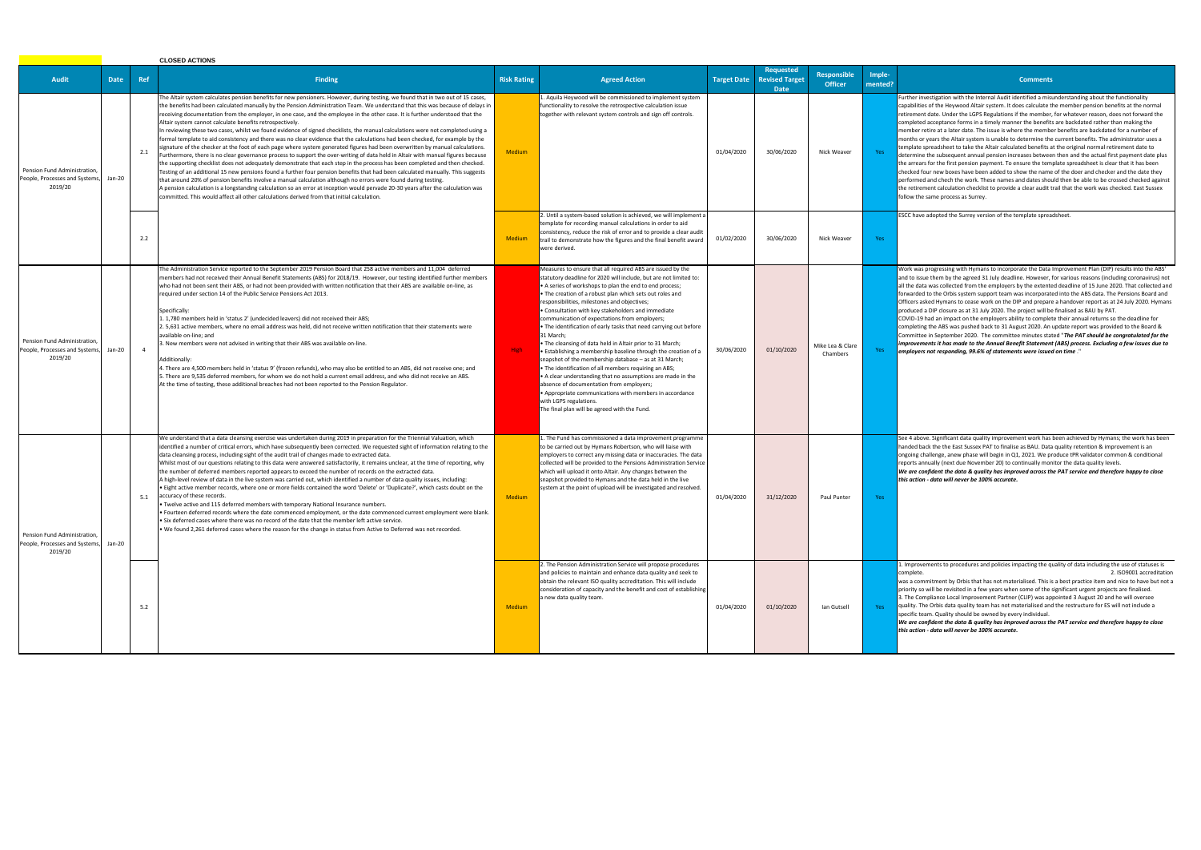**CLOSED ACTIONS**

| Audit | Date | Ref | Finding | Risk Rating | Agreed Action | Target Date | Requested Revised Target Date | Responsible Officer | Imple-mented? | Comments |
|---|---|---|---|---|---|---|---|---|---|---|
| Pension Fund Administration, People, Processes and Systems, 2019/20 | Jan-20 | 2.1 | The Altair system calculates pension benefits for new pensioners. However, during testing, we found that in two out of 15 cases, the benefits had been calculated manually by the Pension Administration Team. We understand that this was because of delays in receiving documentation from the employer, in one case, and the employee in the other case. It is further understood that the Altair system cannot calculate benefits retrospectively.<br>In reviewing these two cases, whilst we found evidence of signed checklists, the manual calculations were not completed using a formal template to aid consistency and there was no clear evidence that the calculations had been checked, for example by the signature of the checker at the foot of each page where system generated figures had been overwritten by manual calculations. Furthermore, there is no clear governance process to support the over-writing of data held in Altair with manual figures because the supporting checklist does not adequately demonstrate that each step in the process has been completed and then checked.<br>Testing of an additional 15 new pensions found a further four pension benefits that had been calculated manually. This suggests that around 20% of pension benefits involve a manual calculation although no errors were found during testing.<br>A pension calculation is a longstanding calculation so an error at inception would pervade 20-30 years after the calculation was committed. This would affect all other calculations derived from that initial calculation. | Medium | 1. Aquila Heywood will be commissioned to implement system functionality to resolve the retrospective calculation issue together with relevant system controls and sign off controls. | 01/04/2020 | 30/06/2020 | Nick Weaver | Yes | Further investigation with the Internal Audit identified a misunderstanding about the functionality capabilities of the Heywood Altair system. It does calculate the member pension benefits at the normal retirement date. Under the LGPS Regulations if the member, for whatever reason, does not forward the completed acceptance forms in a timely manner the benefits are backdated rather than making the member retire at a later date. The issue is where the member benefits are backdated for a number of months or years the Altair system is unable to determine the current benefits. The administrator uses a template spreadsheet to take the Altair calculated benefits at the original normal retirement date to determine the subsequent annual pension increases between then and the actual first payment date plus the arrears for the first pension payment. To ensure the template spreadsheet is clear that it has been checked four new boxes have been added to show the name of the doer and checker and the date they performed and chech the work. These names and dates should then be able to be crossed checked against the retirement calculation checklist to provide a clear audit trail that the work was checked. East Sussex follow the same process as Surrey. |
| | | 2.2 | | Medium | 2. Until a system-based solution is achieved, we will implement a template for recording manual calculations in order to aid consistency, reduce the risk of error and to provide a clear audit trail to demonstrate how the figures and the final benefit award were derived. | 01/02/2020 | 30/06/2020 | Nick Weaver | Yes | ESCC have adopted the Surrey version of the template spreadsheet. |
| Pension Fund Administration, People, Processes and Systems, 2019/20 | Jan-20 | 4 | The Administration Service reported to the September 2019 Pension Board that 258 active members and 11,004 deferred members had not received their Annual Benefit Statements (ABS) for 2018/19. However, our testing identified further members who had not been sent their ABS, or had not been provided with written notification that their ABS are available on-line, as required under section 14 of the Public Service Pensions Act 2013.<br>Specifically:<br>1. 1,780 members held in 'status 2' (undecided leavers) did not received their ABS;<br>2. 5,631 active members, where no email address was held, did not receive written notification that their statements were available on-line; and<br>3. New members were not advised in writing that their ABS was available on-line.<br>Additionally:<br>4. There are 4,500 members held in 'status 9' (frozen refunds), who may also be entitled to an ABS, did not receive one; and<br>5. There are 9,535 deferred members, for whom we do not hold a current email address, and who did not receive an ABS.<br>At the time of testing, these additional breaches had not been reported to the Pension Regulator. | High | Measures to ensure that all required ABS are issued by the statutory deadline for 2020 will include, but are not limited to:<br>• A series of workshops to plan the end to end process;<br>• The creation of a robust plan which sets out roles and responsibilities, milestones and objectives;<br>• Consultation with key stakeholders and immediate communication of expectations from employers;<br>• The identification of early tasks that need carrying out before 31 March;<br>• Establishing a membership baseline through the creation of a snapshot of the membership database – as at 31 March;<br>• The cleansing of data held in Altair prior to 31 March;<br>• The identification of all members requiring an ABS;<br>• A clear understanding that no assumptions are made in the absence of documentation from employers;<br>• Appropriate communications with members in accordance with LGPS regulations.<br>The final plan will be agreed with the Fund. | 30/06/2020 | 01/10/2020 | Mike Lea & Clare Chambers | Yes | Work was progressing with Hymans to incorporate the Data Improvement Plan (DIP) results into the ABS' and to issue them by the agreed 31 July deadline. However, for various reasons (including coronavirus) not all the data was collected from the employers by the extented deadline of 15 June 2020. That collected and forwarded to the Orbis system support team was incorporated into the ABS data. The Pensions Board and Officers asked Hymans to cease work on the DIP and prepare a handover report as at 24 July 2020. Hymans produced a DIP closure as at 31 July 2020. The project will be finalised as BAU by PAT.<br>COVID-19 had an impact on the employers ability to complete their annual returns so the deadline for completing the ABS was pushed back to 31 August 2020. An update report was provided to the Board & Committee in September 2020. The committee minutes stated "***The PAT should be congratulated for the improvements it has made to the Annual Benefit Statement (ABS) process. Excluding a few issues due to employers not responding, 99.6% of statements were issued on time*** ." |
| Pension Fund Administration, People, Processes and Systems, 2019/20 | Jan-20 | 5.1 | We understand that a data cleansing exercise was undertaken during 2019 in preparation for the Triennial Valuation, which identified a number of critical errors, which have subsequently been corrected. We requested sight of information relating to the data cleansing process, including sight of the audit trail of changes made to extracted data.<br>Whilst most of our questions relating to this data were answered satisfactorily, it remains unclear, at the time of reporting, why the number of deferred members reported appears to exceed the number of records on the extracted data.<br>A high-level review of data in the live system was carried out, which identified a number of data quality issues, including:<br>• Eight active member records, where one or more fields contained the word 'Delete' or 'Duplicate?', which casts doubt on the accuracy of these records.<br>• Twelve active and 115 deferred members with temporary National Insurance numbers.<br>• Fourteen deferred records where the date commenced employment, or the date commenced current employment were blank.<br>• Six deferred cases where there was no record of the date that the member left active service.<br>• We found 2,261 deferred cases where the reason for the change in status from Active to Deferred was not recorded. | Medium | 1. The Fund has commissioned a data improvement programme to be carried out by Hymans Robertson, who will liaise with employers to correct any missing data or inaccuracies. The data collected will be provided to the Pensions Administration Service which will upload it onto Altair. Any changes between the snapshot provided to Hymans and the data held in the live system at the point of upload will be investigated and resolved. | 01/04/2020 | 31/12/2020 | Paul Punter | Yes | See 4 above. Significant data quality improvement work has been achieved by Hymans; the work has been handed back the the East Sussex PAT to finalise as BAU. Data quality retention & improvement is an ongoing challenge, anew phase will begin in Q1, 2021. We produce tPR validator common & conditional reports annually (next due November 20) to continually monitor the data quality levels.<br>***We are confident the data & quality has improved across the PAT service and therefore happy to close this action - data will never be 100% accurate.*** |
| | | 5.2 | | Medium | 2. The Pension Administration Service will propose procedures and policies to maintain and enhance data quality and seek to obtain the relevant ISO quality accreditation. This will include consideration of capacity and the benefit and cost of establishing a new data quality team. | 01/04/2020 | 01/10/2020 | Ian Gutsell | Yes | 1. Improvements to procedures and policies impacting the quality of data including the use of statuses is complete. 2. ISO9001 accreditation was a commitment by Orbis that has not materialised. This is a best practice item and nice to have but not a priority so will be revisited in a few years when some of the significant urgent projects are finalised.<br>3. The Compliance Local Improvement Partner (CLIP) was appointed 3 August 20 and he will oversee quality. The Orbis data quality team has not materialised and the restructure for ES will not include a specific team. Quality should be owned by every individual.<br>***We are confident the data & quality has improved across the PAT service and therefore happy to close this action - data will never be 100% accurate.*** |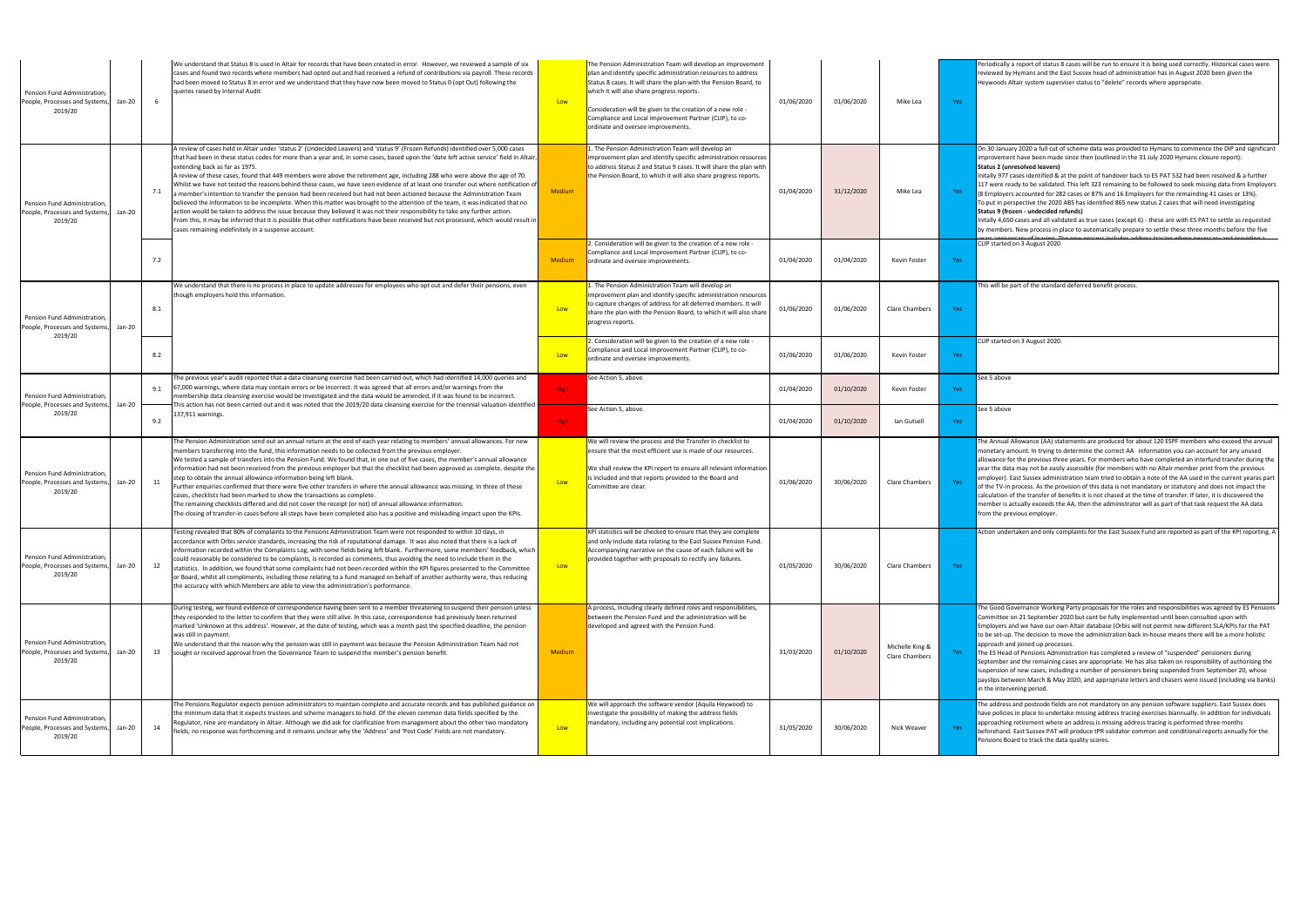| | | | | | | | | | | |
|---|---|---|---|---|---|---|---|---|---|---|
| Pension Fund Administration, People, Processes and Systems, 2019/20 | Jan-20 | 6 | We understand that Status 8 is used in Altair for records that have been created in error. However, we reviewed a sample of six cases and found two records where members had opted out and had received a refund of contributions via payroll. These records had been moved to Status 8 in error and we understand that they have now been moved to Status 0 (opt Out) following the queries raised by Internal Audit. | Low | The Pension Administration Team will develop an improvement plan and identify specific administration resources to address Status 8 cases. It will share the plan with the Pension Board, to which it will also share progress reports.<br><br>Consideration will be given to the creation of a new role - Compliance and Local Improvement Partner (CLIP), to co-ordinate and oversee improvements. | 01/06/2020 | 01/06/2020 | Mike Lea | Yes | Periodically a report of status 8 cases will be run to ensure it is being used correctly. Historical cases were reviewed by Hymans and the East Sussex head of administration has in August 2020 been given the Heywoods Altair system superviser status to "delete" records where appropriate. |
| Pension Fund Administration, People, Processes and Systems, 2019/20 | Jan-20 | 7.1 | A review of cases held in Altair under 'status 2' (Undecided Leavers) and 'status 9' (Frozen Refunds) identified over 5,000 cases that had been in these status codes for more than a year and, in some cases, based upon the 'date left active service' field in Altair, extending back as far as 1975.<br>A review of these cases, found that 449 members were above the retirement age, including 288 who were above the age of 70. Whilst we have not tested the reasons behind these cases, we have seen evidence of at least one transfer out where notification of a member's intention to transfer the pension had been received but had not been actioned because the Administration Team believed the information to be incomplete. When this matter was brought to the attention of the team, it was indicated that no action would be taken to address the issue because they believed it was not their responsibility to take any further action.<br>From this, it may be inferred that it is possible that other notifications have been received but not processed, which would result in cases remaining indefinitely in a suspense account. | Medium | 1. The Pension Administration Team will develop an improvement plan and identify specific administration resources to address Status 2 and Status 9 cases. It will share the plan with the Pension Board, to which it will also share progress reports. | 01/04/2020 | 31/12/2020 | Mike Lea | Yes | On 30 January 2020 a full cut of scheme data was provided to Hymans to commence the DIP and significant improvement have been made since then (outlined in the 31 July 2020 Hymans closure report):<br>**Status 2 (unresolved leavers)**<br>Initally 977 cases identified & at the point of handover back to ES PAT 532 had been resolved & a further 117 were ready to be validated. This left 323 remaining to be followed to seek missing data from Employers (8 Employers accounted for 282 cases or 87% and 16 Employers for the remaining 41 cases or 13%).<br>To put in perspective the 2020 ABS has identified 865 new status 2 cases that will need investigating<br>**Status 9 (frozen - undecided refunds)**<br>Initally 4,650 cases and all validated as true cases (except 6) - these are with ES PAT to settle as requested by members. New process in place to automatically prepare to settle these three months before the five years anniversary of leaving. The new process includes address tracing where necessary and providing a |
| | | 7.2 | | Medium | 2. Consideration will be given to the creation of a new role - Compliance and Local Improvement Partner (CLIP), to co-ordinate and oversee improvements. | 01/04/2020 | 01/04/2020 | Kevin Foster | Yes | CLIP started on 3 August 2020 |
| Pension Fund Administration, People, Processes and Systems, 2019/20 | Jan-20 | 8.1 | We understand that there is no process in place to update addresses for employees who opt out and defer their pensions, even though employers hold this information. | Low | 1. The Pension Administration Team will develop an improvement plan and identify specific administration resources to capture changes of address for all deferred members. It will share the plan with the Pension Board, to which it will also share progress reports. | 01/06/2020 | 01/06/2020 | Clare Chambers | Yes | This will be part of the standard deferred benefit process. |
| | | 8.2 | | Low | 2. Consideration will be given to the creation of a new role - Compliance and Local Improvement Partner (CLIP), to co-ordinate and oversee improvements. | 01/06/2020 | 01/06/2020 | Kevin Foster | Yes | CLIP started on 3 August 2020. |
| Pension Fund Administration, People, Processes and Systems, 2019/20 | Jan-20 | 9.1 | The previous year's audit reported that a data cleansing exercise had been carried out, which had identified 14,000 queries and 67,000 warnings, where data may contain errors or be incorrect. It was agreed that all errors and/or warnings from the membership data cleansing exercise would be investigated and the data would be amended, if it was found to be incorrect.<br>This action has not been carried out and it was noted that the 2019/20 data cleansing exercise for the triennial valuation identified 137,911 warnings. | High | See Action 5, above. | 01/04/2020 | 01/10/2020 | Kevin Foster | Yes | See 5 above |
| | | 9.2 | | High | See Action 5, above. | 01/04/2020 | 01/10/2020 | Ian Gutsell | Yes | See 5 above |
| Pension Fund Administration, People, Processes and Systems, 2019/20 | Jan-20 | 11 | The Pension Administration send out an annual return at the end of each year relating to members' annual allowances. For new members transferring into the fund, this information needs to be collected from the previous employer.<br>We tested a sample of transfers into the Pension Fund. We found that, in one out of five cases, the member's annual allowance information had not been received from the previous employer but that the checklist had been approved as complete, despite the step to obtain the annual allowance information being left blank.<br>Further enquiries confirmed that there were five other transfers in where the annual allowance was missing. In three of these cases, checklists had been marked to show the transactions as complete.<br>The remaining checklists differed and did not cover the receipt (or not) of annual allowance information.<br>The closing of transfer-in cases before all steps have been completed also has a positive and misleading impact upon the KPIs. | Low | We will review the process and the Transfer In checklist to ensure that the most efficient use is made of our resources.<br><br>We shall review the KPI report to ensure all relevant information is included and that reports provided to the Board and Committee are clear. | 01/06/2020 | 30/06/2020 | Clare Chambers | Yes | The Annual Allowance (AA) statements are produced for about 120 ESPF members who exceed the annual monetary amount. In trying to determine the correct AA information you can account for any unused allowance for the previous three years. For members who have completed an interfund transfer during the year the data may not be easily assessible (for members with no Altair member print from the previous employer). East Sussex administration team tried to obtain a note of the AA used in the current yearas part of the TV-in process. As the provision of this data is not mandatory or statutory and does not impact the calculation of the transfer of benefits it is not chased at the time of transfer. If later, it is discovered the member is actually exceeds the AA, then the administrator will as part of that task request the AA data from the previous employer. |
| Pension Fund Administration, People, Processes and Systems, 2019/20 | Jan-20 | 12 | Testing revealed that 80% of complaints to the Pensions Administration Team were not responded to within 10 days, in accordance with Orbis service standards, increasing the risk of reputational damage. It was also noted that there is a lack of information recorded within the Complaints Log, with some fields being left blank. Furthermore, some members' feedback, which could reasonably be considered to be complaints, is recorded as comments, thus avoiding the need to include them in the statistics. In addition, we found that some complaints had not been recorded within the KPI figures presented to the Committee or Board, whilst all compliments, including those relating to a fund managed on behalf of another authority were, thus reducing the accuracy with which Members are able to view the administration's performance. | Low | KPI statistics will be checked to ensure that they are complete and only include data relating to the East Sussex Pension Fund. Accompanying narrative on the cause of each failure will be provided together with proposals to rectify any failures. | 01/05/2020 | 30/06/2020 | Clare Chambers | Yes | Action undertaken and only complaints for the East Sussex Fund are reported as part of the KPI reporting. A |
| Pension Fund Administration, People, Processes and Systems, 2019/20 | Jan-20 | 13 | During testing, we found evidence of correspondence having been sent to a member threatening to suspend their pension unless they responded to the letter to confirm that they were still alive. In this case, correspondence had previously been returned marked 'Unknown at this address'. However, at the date of testing, which was a month past the specified deadline, the pension was still in payment.<br>We understand that the reason why the pension was still in payment was because the Pension Administration Team had not sought or received approval from the Governance Team to suspend the member's pension benefit. | Medium | A process, including clearly defined roles and responsibilities, between the Pension Fund and the administration will be developed and agreed with the Pension Fund. | 31/03/2020 | 01/10/2020 | Michelle King & Clare Chambers | Yes | The Good Governance Working Party proposals for the roles and responsibilities was agreed by ES Pensions Committee on 21 September 2020 but cant be fully implemented until been consulted upon with Employers and we have our own Altair database (Orbis will not permit new different SLA/KPIs for the PAT to be set-up. The decision to move the administration back in-house means there will be a more holistic approach and joined up processes.<br>The ES Head of Pensions Administration has completed a review of "suspended" pensioners during September and the remaining cases are appropriate. He has also taken on responsibility of authorising the suspension of new cases, including a number of pensioners being suspended from September 20, whose payslips between March & May 2020, and appropriate letters and chasers were issued (including via banks) in the intervening period. |
| Pension Fund Administration, People, Processes and Systems, 2019/20 | Jan-20 | 14 | The Pensions Regulator expects pension administrators to maintain complete and accurate records and has published guidance on the minimum data that it expects trustees and scheme managers to hold. Of the eleven common data fields specified by the Regulator, nine are mandatory in Altair. Although we did ask for clarification from management about the other two mandatory fields, no response was forthcoming and it remains unclear why the 'Address' and 'Post Code' Fields are not mandatory. | Low | We will approach the software vendor (Aquila Heywood) to investigate the possibility of making the address fields mandatory, including any potential cost implications. | 31/05/2020 | 30/06/2020 | Nick Weaver | Yes | The address and postcode fields are not mandatory on any pension software suppliers. East Sussex does have policies in place to undertake missing address tracing exercises biannually. In addition for individuals approaching retirement where an address is missing address tracing is performed three months beforehand. East Sussex PAT will produce tPR validator common and conditional reports annually for the Pensions Board to track the data quality scores. |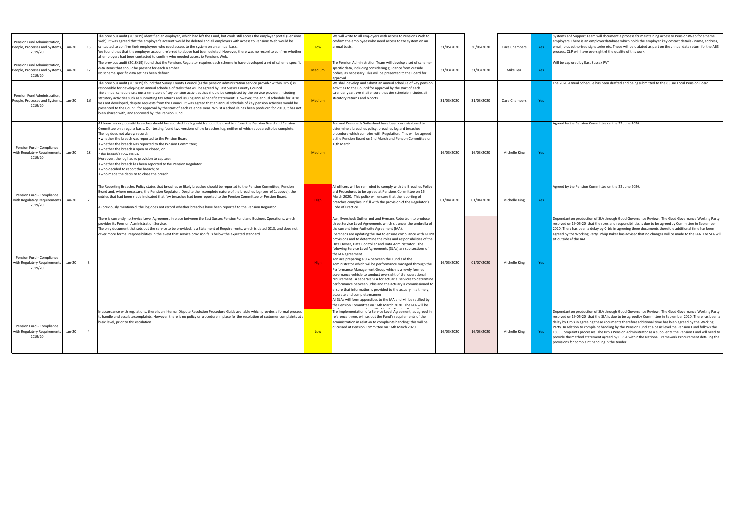| | | | | | | | | | | |
|---|---|---|---|---|---|---|---|---|---|---|
| Pension Fund Administration, People, Processes and Systems, 2019/20 | Jan-20 | 15 | The previous audit (2018/19) identified an employer, which had left the Fund, but could still access the employer portal (Pensions Web). It was agreed that the employer's account would be deleted and all employers with access to Pensions Web would be contacted to confirm their employees who need access to the system on an annual basis.<br>We found that that the employer account referred to above had been deleted. However, there was no record to confirm whether all employers had been contacted to confirm who needed access to Pensions Web. | Low | We will write to all employers with access to Pensions Web to confirm the employees who need access to the system on an annual basis. | 31/05/2020 | 30/06/2020 | Clare Chambers | Yes | Systems and Support Team will document a process for maintaining access to PensionsWeb for scheme employers. There is an employer database which holds the employer key contact details - name, address, email, plus authorised signatories etc. These will be updated as part on the annual data return for the ABS process. CLIP will have oversight of the quality of this work. |
| Pension Fund Administration, People, Processes and Systems, 2019/20 | Jan-20 | 17 | The previous audit (2018/19) found that the Pensions Regulator requires each scheme to have developed a set of scheme specific data items that should be present for each member.<br>No scheme specific data set has been defined. | Medium | The Pension Administration Team will develop a set of scheme-specific data, including considering guidance from outside bodies, as necessary. This will be presented to the Board for approval. | 31/03/2020 | 31/03/2020 | Mike Lea | Yes | Will be captured by East Sussex PAT |
| Pension Fund Administration, People, Processes and Systems, 2019/20 | Jan-20 | 18 | The previous audit (2018/19) found that Surrey County Council (as the pension administration service provider within Orbis) is responsible for developing an annual schedule of tasks that will be agreed by East Sussex County Council.<br>The annual schedule sets out a timetable of key pension activities that should be completed by the service provider, including statutory activities such as submitting tax returns and issuing annual benefit statements. However, the annual schedule for 2018 was not developed, despite requests from the Council. It was agreed that an annual schedule of key pension activities would be presented to the Council for approval by the start of each calendar year. Whilst a schedule has been produced for 2019, it has not been shared with, and approved by, the Pension Fund. | Medium | We shall develop and submit an annual schedule of key pension activities to the Council for approval by the start of each calendar year. We shall ensure that the schedule includes all statutory returns and reports. | 31/03/2020 | 31/03/2020 | Clare Chambers | Yes | The 2020 Annual Schedule has been drafted and being submitted to the 8 June Local Pension Board. |
| Pension Fund - Compliance with Regulatory Requirements 2019/20 | Jan-20 | 1 | All breaches or potential breaches should be recorded in a log which should be used to inform the Pension Board and Pension Committee on a regular basis. Our testing found two versions of the breaches log, neither of which appeared to be complete.<br>The log does not always record:<br>• whether the breach was reported to the Pension Board;<br>• whether the breach was reported to the Pension Committee;<br>• whether the breach is open or closed; or<br>• the breach's RAG status.<br>Moreover, the log has no provision to capture:<br>• whether the breach has been reported to the Pension Regulator;<br>• who decided to report the breach; or<br>• who made the decision to close the breach. | Medium | Aon and Eversheds Sutherland have been commissioned to determine a breaches policy, breaches log and breaches procedure which complies with Regulation. This will be agreed at the Pension Board on 2nd March and Pension Committee on 16th March. | 16/03/2020 | 16/03/2020 | Michelle King | Yes | Agreed by the Pension Committee on the 22 June 2020. |
| Pension Fund - Compliance with Regulatory Requirements 2019/20 | Jan-20 | 2 | The Reporting Breaches Policy states that breaches or likely breaches should be reported to the Pension Committee, Pension Board and, where necessary, the Pension Regulator. Despite the incomplete nature of the breaches log (see ref 1, above), the entries that had been made indicated that few breaches had been reported to the Pension Committee or Pension Board.<br>As previously mentioned, the log does not record whether breaches have been reported to the Pension Regulator. | High | All officers will be reminded to comply with the Breaches Policy and Procedures to be agreed at Pensions Committee on 16 March 2020. This policy will ensure that the reporting of breaches complies in full with the provision of the Regulator's Code of Practice. | 01/04/2020 | 01/04/2020 | Michelle King | Yes | Agreed by the Pension Committee on the 22 June 2020. |
| Pension Fund - Compliance with Regulatory Requirements 2019/20 | Jan-20 | 3 | There is currently no Service Level Agreement in place between the East Sussex Pension Fund and Business Operations, which provides its Pension Administration Service.<br>The only document that sets out the service to be provided, is a Statement of Requirements, which is dated 2013, and does not cover more formal responsibilities in the event that service provision falls below the expected standard. | High | Aon, Eversheds Sutherland and Hymans Robertson to produce three Service Level Agreements which sit under the umbrella of the current Inter-Authority Agreement (IAA).<br>Eversheds are updating the IAA to ensure compliance with GDPR provisions and to determine the roles and responsibilities of the Data Owner, Data Controller and Data Administrator. The following Service Level Agreements (SLAs) are sub sections of the IAA agreement.<br>Aon are preparing a SLA between the Fund and the Administrator which will be performance managed through the Performance Management Group which is a newly formed governance vehicle to conduct oversight of the operational requirement. A separate SLA for actuarial services to determine performance between Orbis and the actuary is commissioned to ensure that information is provided to the actuary in a timely, accurate and complete manner.<br>All SLAs will form appendices to the IAA and will be ratified by the Pension Committee on 16th March 2020. The IAA will be | 16/03/2020 | 01/07/2020 | Michelle King | Yes | Dependant on production of SLA through Good Governance Review. The Good Governance Working Party resolved on 19-05-20 that the roles and responsibilities is due to be agreed by Committee in September 2020. There has been a delay by Orbis in agreeing these documents therefore additional time has been agreed by the Working Party. Philip Baker has advised that no changes will be made to the IAA. The SLA will sit outside of the IAA. |
| Pension Fund - Compliance with Regulatory Requirements 2019/20 | Jan-20 | 4 | In accordance with regulations, there is an Internal Dispute Resolution Procedure Guide available which provides a formal process to handle and escalate complaints. However, there is no policy or procedure in place for the resolution of customer complaints at a basic level, prior to this escalation. | Low | The implementation of a Service Level Agreement, as agreed in reference three, will set out the Fund's requirements of the administration in relation to complaints handling; this will be discussed at Pension Committee on 16th March 2020. | 16/03/2020 | 16/03/2020 | Michelle King | Yes | Dependant on production of SLA through Good Governance Review. The Good Governance Working Party resolved on 19-05-20 that the SLA is due to be agreed by Committee in September 2020. There has been a delay by Orbis in agreeing these documents therefore additional time has been agreed by the Working Party. In relation to complaint handling by the Pension Fund at a basic level the Pension Fund follows the ESCC Complaints processes. The Orbis Pension Administrator as a supplier to the Pension Fund will need to provide the method statement agreed by CIPFA within the National Framework Procurement detailing the provisions for complaint handling in the tender. |